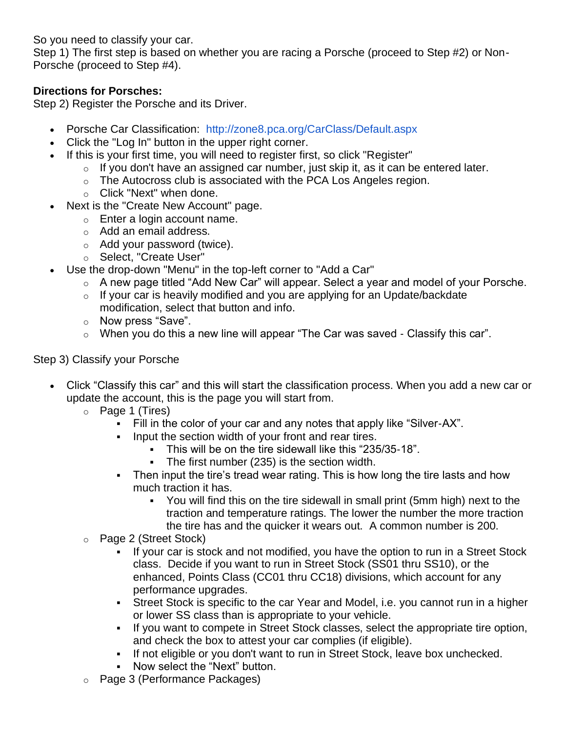So you need to classify your car.

Step 1) The first step is based on whether you are racing a Porsche (proceed to Step #2) or Non-Porsche (proceed to Step #4).

**Directions for Porsches:**

Step 2) Register the Porsche and its Driver.

- Porsche Car Classification: http://zone8.pca.org/CarClass/Default.aspx
- Click the "Log In" button in the upper right corner.
- If this is your first time, you will need to register first, so click "Register"
  - If you don't have an assigned car number, just skip it, as it can be entered later.
  - The Autocross club is associated with the PCA Los Angeles region.
  - Click "Next" when done.
- Next is the "Create New Account" page.
  - Enter a login account name.
  - Add an email address.
  - Add your password (twice).
  - Select, "Create User"
- Use the drop-down "Menu" in the top-left corner to "Add a Car"
  - A new page titled "Add New Car" will appear. Select a year and model of your Porsche.
  - If your car is heavily modified and you are applying for an Update/backdate modification, select that button and info.
  - Now press "Save".
  - When you do this a new line will appear "The Car was saved - Classify this car".

Step 3) Classify your Porsche

- Click "Classify this car" and this will start the classification process. When you add a new car or update the account, this is the page you will start from.
  - Page 1 (Tires)
    - Fill in the color of your car and any notes that apply like "Silver-AX".
    - Input the section width of your front and rear tires.
      - This will be on the tire sidewall like this "235/35-18".
      - The first number (235) is the section width.
    - Then input the tire's tread wear rating. This is how long the tire lasts and how much traction it has.
      - You will find this on the tire sidewall in small print (5mm high) next to the traction and temperature ratings. The lower the number the more traction the tire has and the quicker it wears out. A common number is 200.
  - Page 2 (Street Stock)
    - If your car is stock and not modified, you have the option to run in a Street Stock class. Decide if you want to run in Street Stock (SS01 thru SS10), or the enhanced, Points Class (CC01 thru CC18) divisions, which account for any performance upgrades.
    - Street Stock is specific to the car Year and Model, i.e. you cannot run in a higher or lower SS class than is appropriate to your vehicle.
    - If you want to compete in Street Stock classes, select the appropriate tire option, and check the box to attest your car complies (if eligible).
    - If not eligible or you don't want to run in Street Stock, leave box unchecked.
    - Now select the "Next" button.
  - Page 3 (Performance Packages)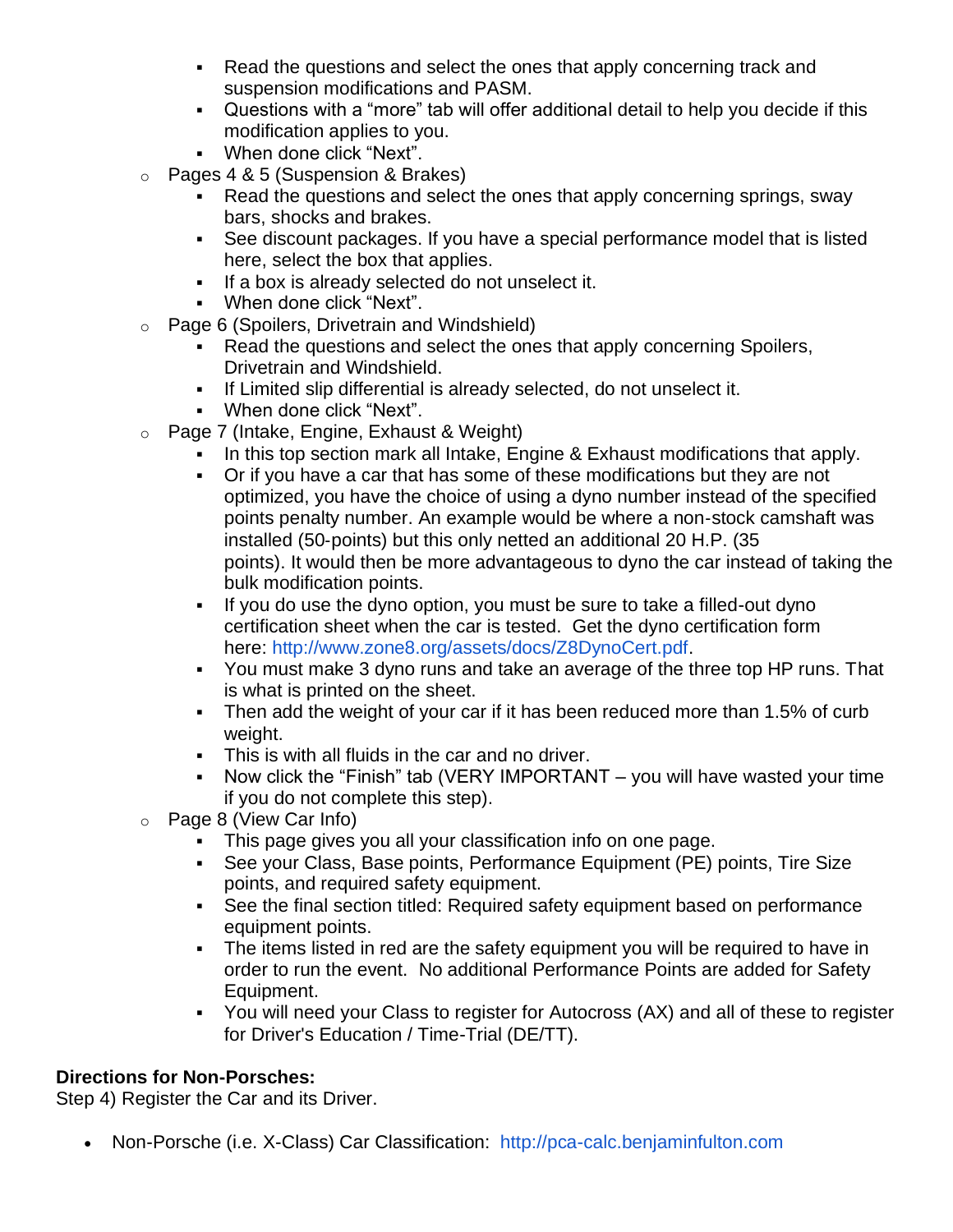- Read the questions and select the ones that apply concerning track and suspension modifications and PASM.
        - Questions with a "more" tab will offer additional detail to help you decide if this modification applies to you.
        - When done click "Next".
    - Pages 4 & 5 (Suspension & Brakes)
        - Read the questions and select the ones that apply concerning springs, sway bars, shocks and brakes.
        - See discount packages. If you have a special performance model that is listed here, select the box that applies.
        - If a box is already selected do not unselect it.
        - When done click "Next".
    - Page 6 (Spoilers, Drivetrain and Windshield)
        - Read the questions and select the ones that apply concerning Spoilers, Drivetrain and Windshield.
        - If Limited slip differential is already selected, do not unselect it.
        - When done click "Next".
    - Page 7 (Intake, Engine, Exhaust & Weight)
        - In this top section mark all Intake, Engine & Exhaust modifications that apply.
        - Or if you have a car that has some of these modifications but they are not optimized, you have the choice of using a dyno number instead of the specified points penalty number. An example would be where a non-stock camshaft was installed (50-points) but this only netted an additional 20 H.P. (35 points). It would then be more advantageous to dyno the car instead of taking the bulk modification points.
        - If you do use the dyno option, you must be sure to take a filled-out dyno certification sheet when the car is tested. Get the dyno certification form here: http://www.zone8.org/assets/docs/Z8DynoCert.pdf.
        - You must make 3 dyno runs and take an average of the three top HP runs. That is what is printed on the sheet.
        - Then add the weight of your car if it has been reduced more than 1.5% of curb weight.
        - This is with all fluids in the car and no driver.
        - Now click the "Finish" tab (VERY IMPORTANT – you will have wasted your time if you do not complete this step).
    - Page 8 (View Car Info)
        - This page gives you all your classification info on one page.
        - See your Class, Base points, Performance Equipment (PE) points, Tire Size points, and required safety equipment.
        - See the final section titled: Required safety equipment based on performance equipment points.
        - The items listed in red are the safety equipment you will be required to have in order to run the event. No additional Performance Points are added for Safety Equipment.
        - You will need your Class to register for Autocross (AX) and all of these to register for Driver's Education / Time-Trial (DE/TT).

**Directions for Non-Porsches:**

Step 4) Register the Car and its Driver.

- Non-Porsche (i.e. X-Class) Car Classification: http://pca-calc.benjaminfulton.com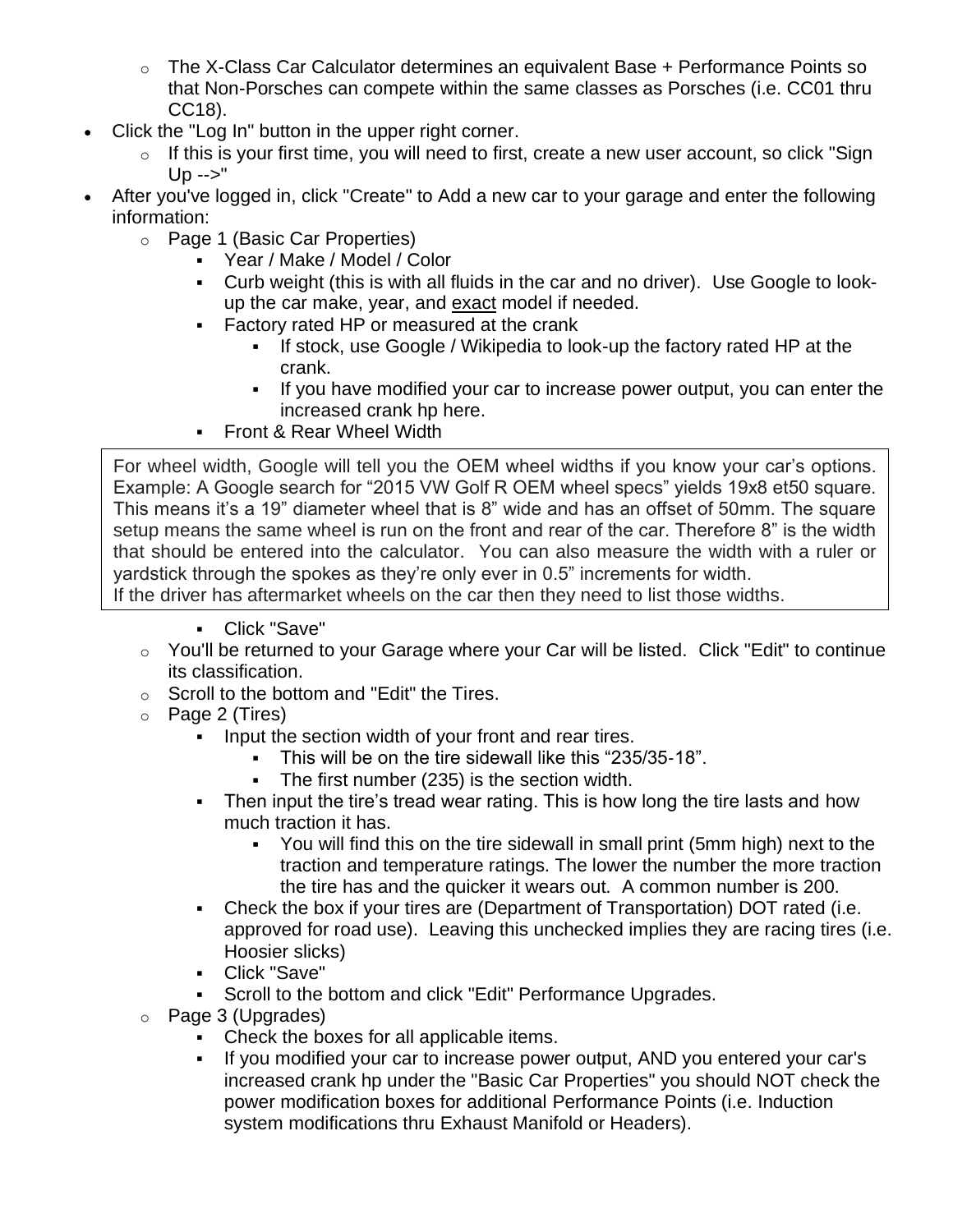- The X-Class Car Calculator determines an equivalent Base + Performance Points so that Non-Porsches can compete within the same classes as Porsches (i.e. CC01 thru CC18).
- Click the "Log In" button in the upper right corner.
  - If this is your first time, you will need to first, create a new user account, so click "Sign Up -->"
- After you've logged in, click "Create" to Add a new car to your garage and enter the following information:
  - Page 1 (Basic Car Properties)
    - Year / Make / Model / Color
    - Curb weight (this is with all fluids in the car and no driver). Use Google to look-up the car make, year, and <u>exact</u> model if needed.
    - Factory rated HP or measured at the crank
      - If stock, use Google / Wikipedia to look-up the factory rated HP at the crank.
      - If you have modified your car to increase power output, you can enter the increased crank hp here.
    - Front & Rear Wheel Width

> For wheel width, Google will tell you the OEM wheel widths if you know your car's options. Example: A Google search for "2015 VW Golf R OEM wheel specs" yields 19x8 et50 square. This means it's a 19" diameter wheel that is 8" wide and has an offset of 50mm. The square setup means the same wheel is run on the front and rear of the car. Therefore 8" is the width that should be entered into the calculator. You can also measure the width with a ruler or yardstick through the spokes as they're only ever in 0.5" increments for width.
> If the driver has aftermarket wheels on the car then they need to list those widths.

    - Click "Save"
  - You'll be returned to your Garage where your Car will be listed. Click "Edit" to continue its classification.
  - Scroll to the bottom and "Edit" the Tires.
  - Page 2 (Tires)
    - Input the section width of your front and rear tires.
      - This will be on the tire sidewall like this "235/35-18".
      - The first number (235) is the section width.
    - Then input the tire's tread wear rating. This is how long the tire lasts and how much traction it has.
      - You will find this on the tire sidewall in small print (5mm high) next to the traction and temperature ratings. The lower the number the more traction the tire has and the quicker it wears out. A common number is 200.
    - Check the box if your tires are (Department of Transportation) DOT rated (i.e. approved for road use). Leaving this unchecked implies they are racing tires (i.e. Hoosier slicks)
    - Click "Save"
    - Scroll to the bottom and click "Edit" Performance Upgrades.
  - Page 3 (Upgrades)
    - Check the boxes for all applicable items.
    - If you modified your car to increase power output, AND you entered your car's increased crank hp under the "Basic Car Properties" you should NOT check the power modification boxes for additional Performance Points (i.e. Induction system modifications thru Exhaust Manifold or Headers).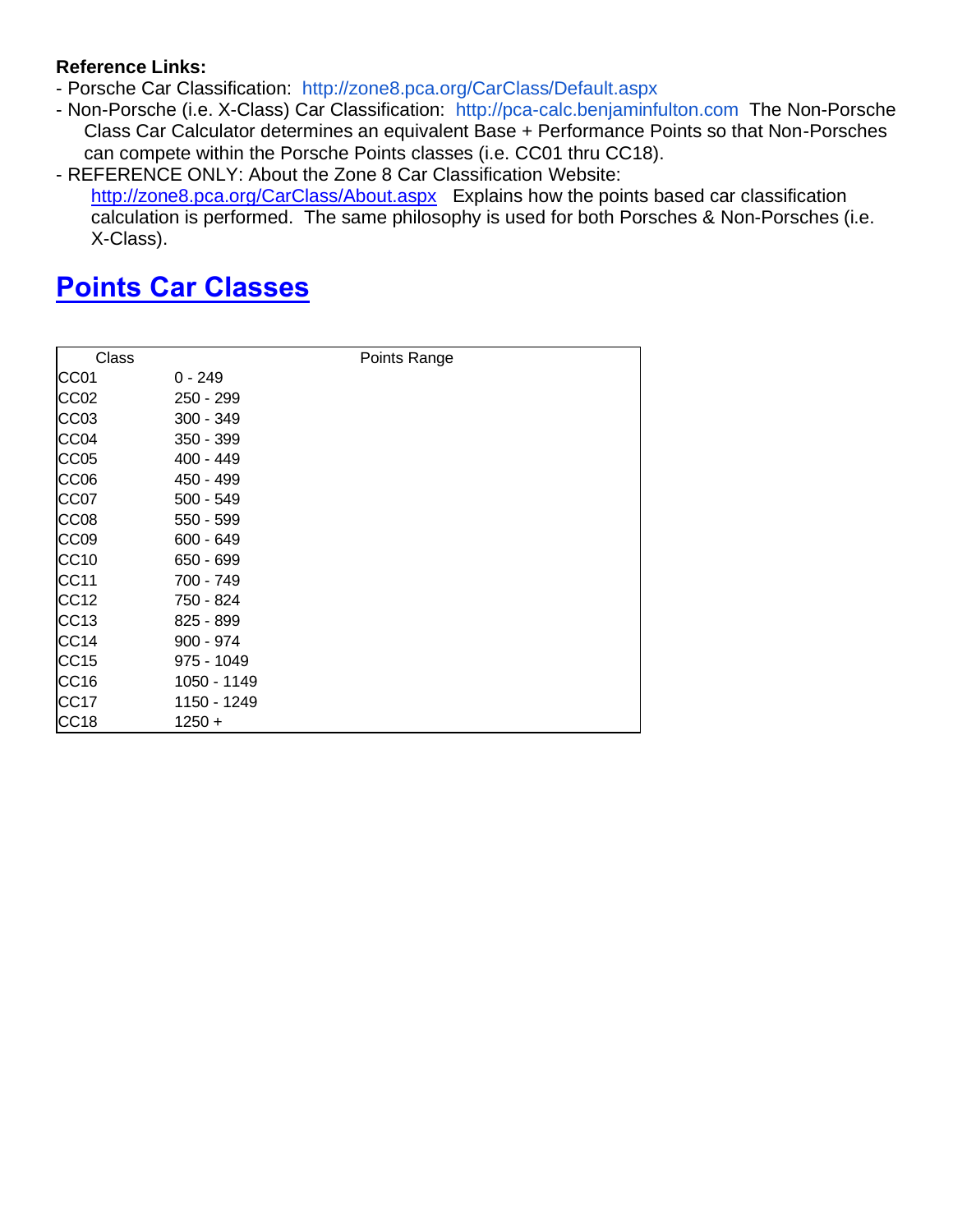**Reference Links:**

- Porsche Car Classification: http://zone8.pca.org/CarClass/Default.aspx
- Non-Porsche (i.e. X-Class) Car Classification: http://pca-calc.benjaminfulton.com The Non-Porsche Class Car Calculator determines an equivalent Base + Performance Points so that Non-Porsches can compete within the Porsche Points classes (i.e. CC01 thru CC18).
- REFERENCE ONLY: About the Zone 8 Car Classification Website: http://zone8.pca.org/CarClass/About.aspx Explains how the points based car classification calculation is performed. The same philosophy is used for both Porsches & Non-Porsches (i.e. X-Class).

## Points Car Classes

| Class | Points Range |
|---|---|
| CC01 | 0 - 249 |
| CC02 | 250 - 299 |
| CC03 | 300 - 349 |
| CC04 | 350 - 399 |
| CC05 | 400 - 449 |
| CC06 | 450 - 499 |
| CC07 | 500 - 549 |
| CC08 | 550 - 599 |
| CC09 | 600 - 649 |
| CC10 | 650 - 699 |
| CC11 | 700 - 749 |
| CC12 | 750 - 824 |
| CC13 | 825 - 899 |
| CC14 | 900 - 974 |
| CC15 | 975 - 1049 |
| CC16 | 1050 - 1149 |
| CC17 | 1150 - 1249 |
| CC18 | 1250 + |